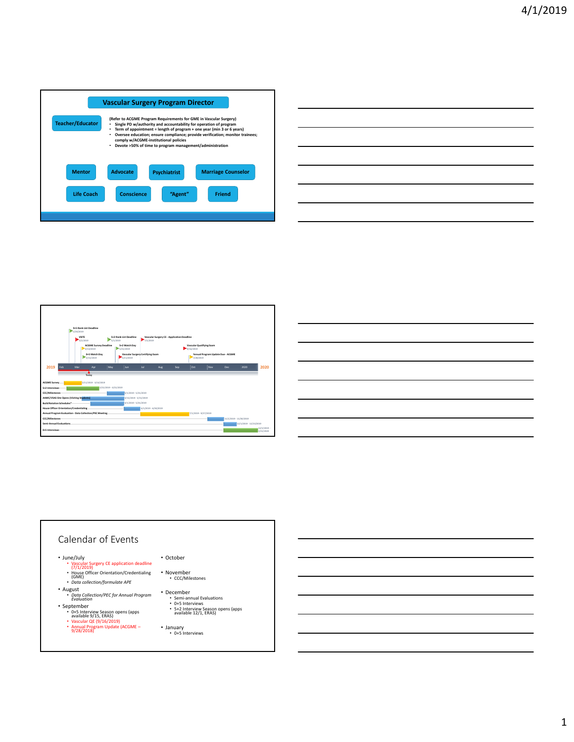## Vascular Surgery Program Director

**Teacher/Educator**

**(Refer to ACGME Program Requirements for GME in Vascular Surgery)**

- **Single PD w/authority and accountability for operation of program**
- **Term of appointment = length of program + one year (min 3 or 6 years)**
- **Oversee education; ensure compliance; provide verification; monitor trainees; comply w/ACGME-institutional policies**
- **Devote >50% of time to program management/administration**

**Mentor** | **Advocate** | **Psychiatrist** | **Marriage Counselor**

**Life Coach** | **Conscience** | **"Agent"** | **Friend**

---

2019 — Feb | Mar | Apr | May | Jun | Jul | Aug | Sep | Oct | Nov | Dec | 2020 — 2020

Today

Milestones:

- 0+5 Rank List Deadline — 2/20/2019
- VSITE — 3/2/2019
- ACGME Survey Deadline — 3/14/2019
- 0+5 Match Day — 3/15/2019
- 5+2 Rank List Deadline — 5/1/2019
- 5+2 Match Day — 5/15/2019
- Vascular Surgery Certifying Exam — 5/21/2019
- Vascular Surgery CE - Application Deadline — 7/1/2019
- Vascular Qualifying Exam — 9/16/2019
- Annual Program Update Due - ACGME — 9/28/2019

Tasks:

- ACGME Survey — 2/11/2019 - 3/14/2019
- 5+2 Interviews — 2/15/2019 - 4/15/2019
- CCC/Milestones — 5/1/2019 - 5/31/2019
- AAMC/VSAS Site Opens (Visiting Students) — 3/15/2019 - 5/31/2019
- Build Rotation Schedules* — 4/1/2019 - 5/31/2019
- House Officer Orientation/Credentialing — 6/1/2019 - 6/30/2019
- Annual Program Evaluation - Data Collection/PEC Meeting — 7/1/2019 - 9/27/2019
- CCC/Milestones — 11/1/2019 - 11/30/2019
- Semi-Annual Evaluations — 12/1/2019 - 12/24/2019
- 0+5 Interviews — 12/1/2019 - 1/31/2020

---

## Calendar of Events

- June/July
  - Vascular Surgery CE application deadline (7/1/2019)
  - House Officer Orientation/Credentialing (GME)
  - *Data collection/formulate APE*
- August
  - *Data Collection/PEC for Annual Program Evaluation*
- September
  - 0+5 Interview Season opens (apps available 9/15, ERAS)
  - Vascular QE (9/16/2019)
  - Annual Program Update (ACGME – 9/28/2018)
- October
- November
  - CCC/Milestones
- December
  - Semi-annual Evaluations
  - 0+5 Interviews
  - 5+2 Interview Season opens (apps available 12/1, ERAS)
- January
  - 0+5 Interviews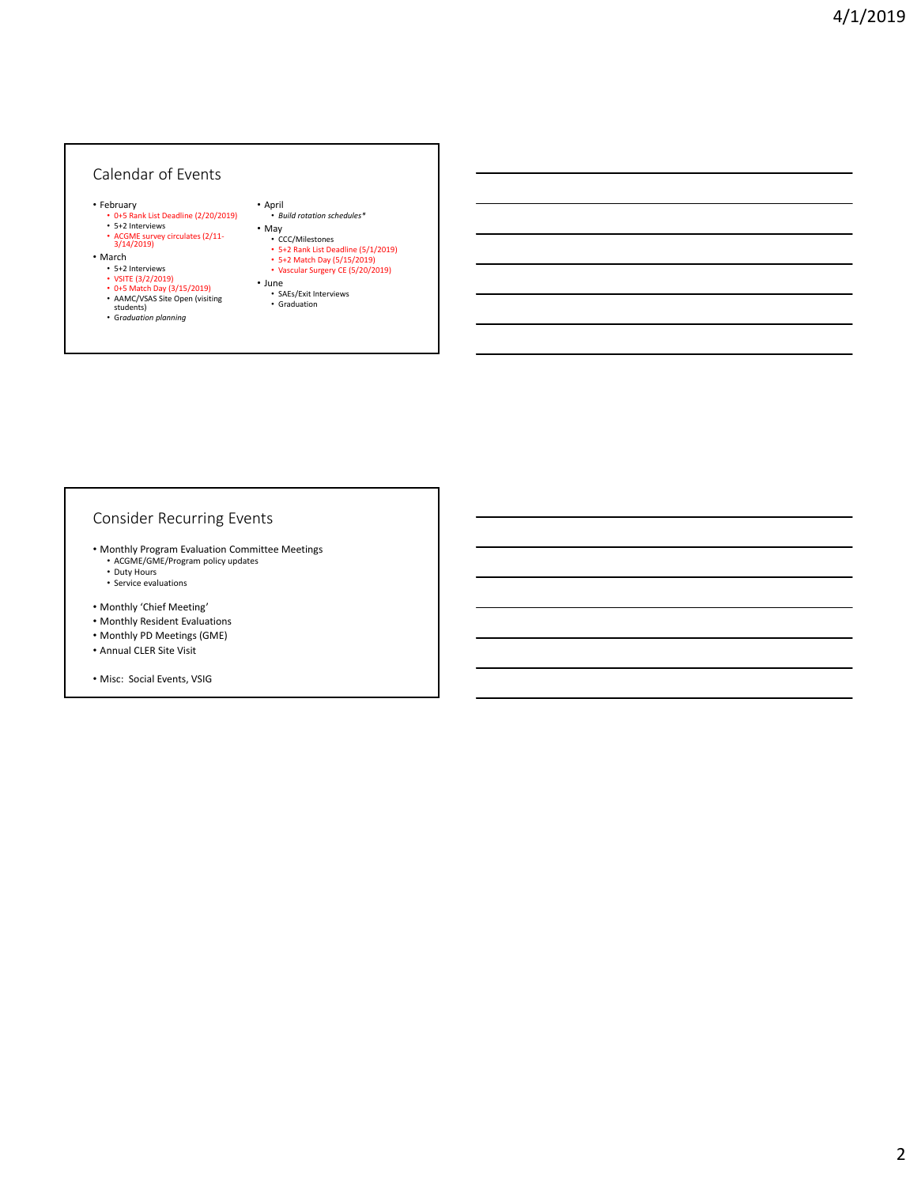## Calendar of Events

- February
  - 0+5 Rank List Deadline (2/20/2019)
  - 5+2 Interviews
  - ACGME survey circulates (2/11-3/14/2019)
- March
  - 5+2 Interviews
  - VSITE (3/2/2019)
  - 0+5 Match Day (3/15/2019)
  - AAMC/VSAS Site Open (visiting students)
  - *Graduation planning*
- April
  - *Build rotation schedules**
- May
  - CCC/Milestones
  - 5+2 Rank List Deadline (5/1/2019)
  - 5+2 Match Day (5/15/2019)
  - Vascular Surgery CE (5/20/2019)
- June
  - SAEs/Exit Interviews
  - Graduation

## Consider Recurring Events

- Monthly Program Evaluation Committee Meetings
  - ACGME/GME/Program policy updates
  - Duty Hours
  - Service evaluations
- Monthly 'Chief Meeting'
- Monthly Resident Evaluations
- Monthly PD Meetings (GME)
- Annual CLER Site Visit
- Misc: Social Events, VSIG